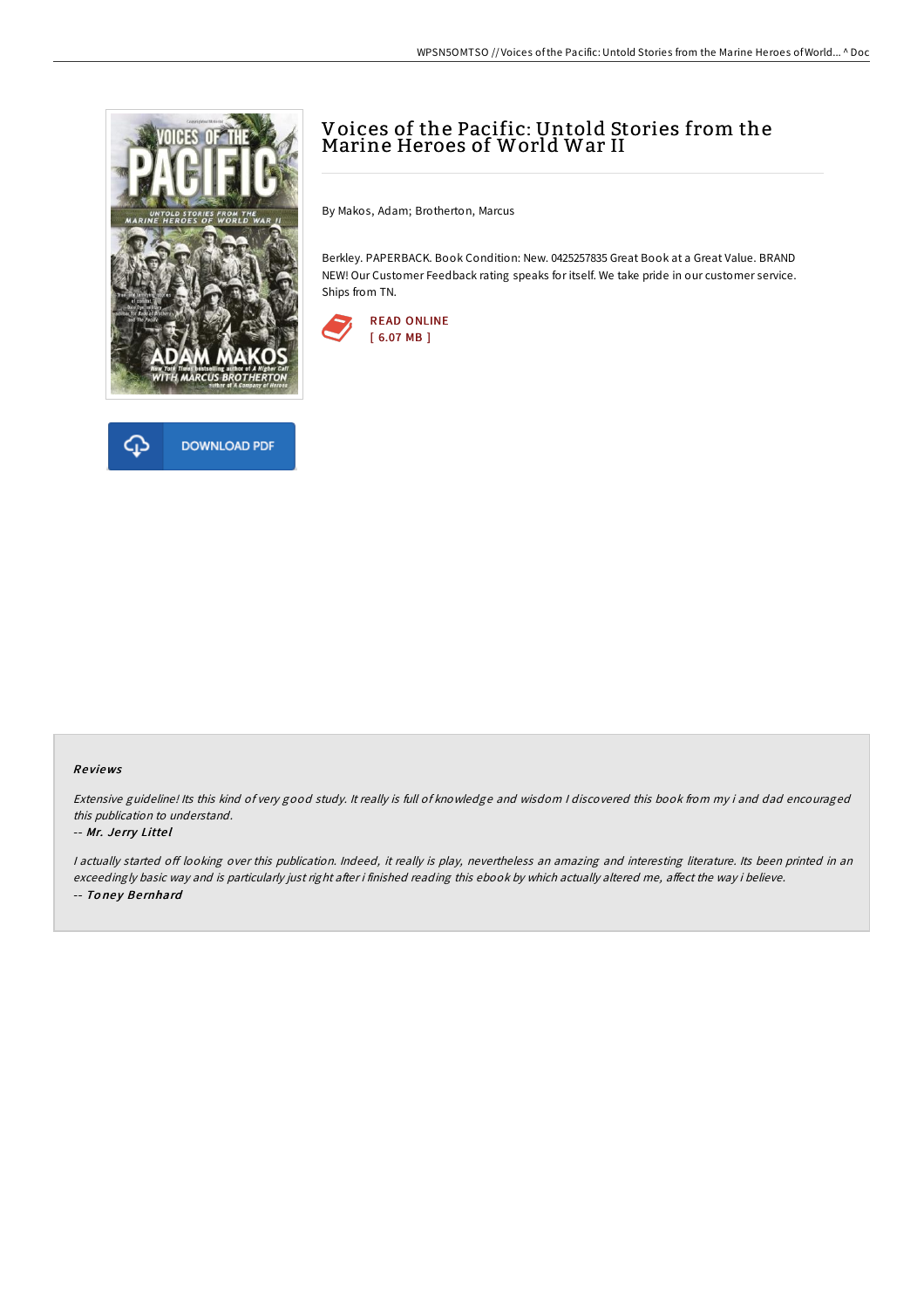# Voices of the Pacific: Untold Stories from the Marine Heroes of World War II

By Makos, Adam; Brotherton, Marcus

Berkley. PAPERBACK. Book Condition: New. 0425257835 Great Book at a Great Value. BRAND NEW! Our Customer Feedback rating speaks for itself. We take pride in our customer service. Ships from TN.

READ ONLINE
[ 6.07 MB ]

DOWNLOAD PDF

### Reviews

*Extensive guideline! Its this kind of very good study. It really is full of knowledge and wisdom I discovered this book from my i and dad encouraged this publication to understand.*

-- *Mr. Jerry Littel*

*I actually started off looking over this publication. Indeed, it really is play, nevertheless an amazing and interesting literature. Its been printed in an exceedingly basic way and is particularly just right after i finished reading this ebook by which actually altered me, affect the way i believe.*

-- *Toney Bernhard*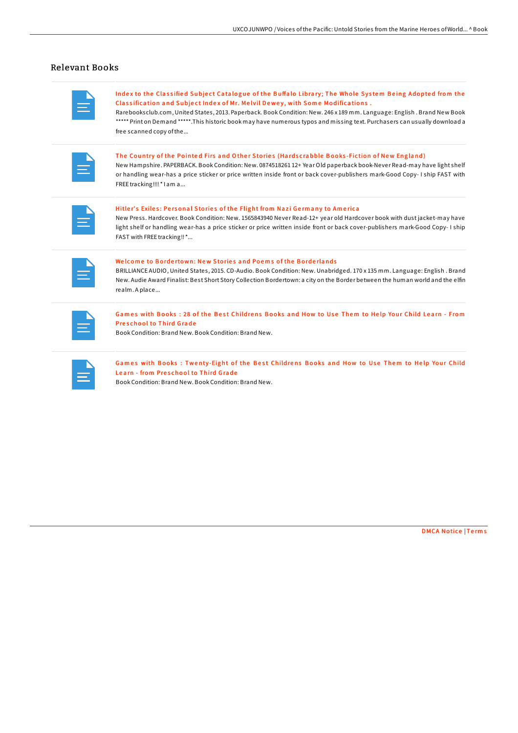## Relevant Books

**Index to the Classified Subject Catalogue of the Buffalo Library; The Whole System Being Adopted from the Classification and Subject Index of Mr. Melvil Dewey, with Some Modifications .**

Rarebooksclub.com, United States, 2013. Paperback. Book Condition: New. 246 x 189 mm. Language: English . Brand New Book ***** Print on Demand *****.This historic book may have numerous typos and missing text. Purchasers can usually download a free scanned copy of the...

**The Country of the Pointed Firs and Other Stories (Hardscrabble Books-Fiction of New England)**

New Hampshire. PAPERBACK. Book Condition: New. 0874518261 12+ Year Old paperback book-Never Read-may have light shelf or handling wear-has a price sticker or price written inside front or back cover-publishers mark-Good Copy- I ship FAST with FREE tracking!!!! * I am a...

**Hitler's Exiles: Personal Stories of the Flight from Nazi Germany to America**

New Press. Hardcover. Book Condition: New. 1565843940 Never Read-12+ year old Hardcover book with dust jacket-may have light shelf or handling wear-has a price sticker or price written inside front or back cover-publishers mark-Good Copy- I ship FAST with FREE tracking!! *...

**Welcome to Bordertown: New Stories and Poems of the Borderlands**

BRILLIANCE AUDIO, United States, 2015. CD-Audio. Book Condition: New. Unabridged. 170 x 135 mm. Language: English . Brand New. Audie Award Finalist: Best Short Story Collection Bordertown: a city on the Border between the human world and the elfin realm. A place...

**Games with Books : 28 of the Best Childrens Books and How to Use Them to Help Your Child Learn - From Preschool to Third Grade**

Book Condition: Brand New. Book Condition: Brand New.

**Games with Books : Twenty-Eight of the Best Childrens Books and How to Use Them to Help Your Child Learn - from Preschool to Third Grade**

Book Condition: Brand New. Book Condition: Brand New.

DMCA Notice | Terms